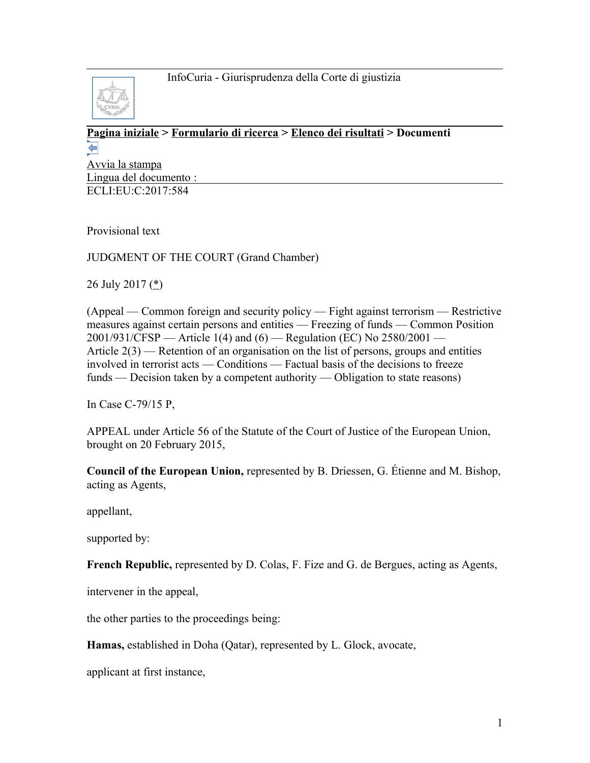InfoCuria - Giurisprudenza della Corte di giustizia

**Pagina iniziale > Formulario di ricerca > Elenco dei risultati > Documenti**

Avvia la stampa

Lingua del documento :

ECLI:EU:C:2017:584

Provisional text

JUDGMENT OF THE COURT (Grand Chamber)

26 July 2017 (*)

(Appeal — Common foreign and security policy — Fight against terrorism — Restrictive measures against certain persons and entities — Freezing of funds — Common Position 2001/931/CFSP — Article 1(4) and (6) — Regulation (EC) No 2580/2001 — Article 2(3) — Retention of an organisation on the list of persons, groups and entities involved in terrorist acts — Conditions — Factual basis of the decisions to freeze funds — Decision taken by a competent authority — Obligation to state reasons)

In Case C-79/15 P,

APPEAL under Article 56 of the Statute of the Court of Justice of the European Union, brought on 20 February 2015,

**Council of the European Union,** represented by B. Driessen, G. Étienne and M. Bishop, acting as Agents,

appellant,

supported by:

**French Republic,** represented by D. Colas, F. Fize and G. de Bergues, acting as Agents,

intervener in the appeal,

the other parties to the proceedings being:

**Hamas,** established in Doha (Qatar), represented by L. Glock, avocate,

applicant at first instance,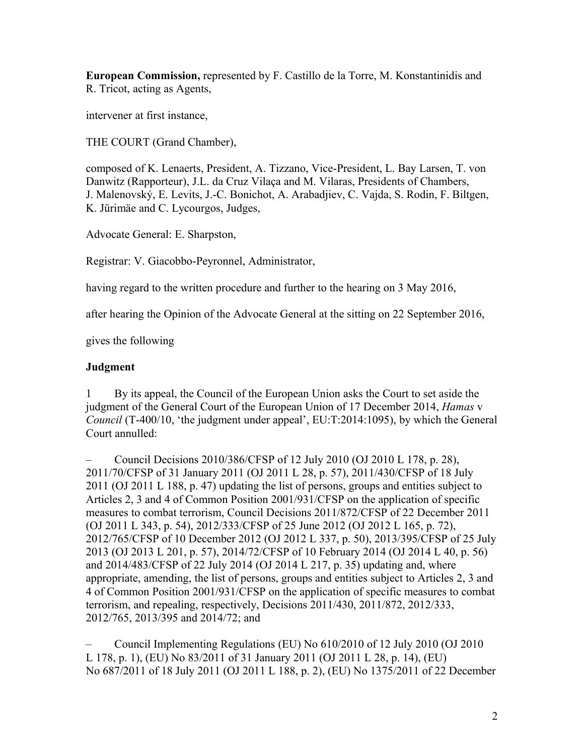**European Commission,** represented by F. Castillo de la Torre, M. Konstantinidis and R. Tricot, acting as Agents,

intervener at first instance,

THE COURT (Grand Chamber),

composed of K. Lenaerts, President, A. Tizzano, Vice-President, L. Bay Larsen, T. von Danwitz (Rapporteur), J.L. da Cruz Vilaça and M. Vilaras, Presidents of Chambers, J. Malenovský, E. Levits, J.-C. Bonichot, A. Arabadjiev, C. Vajda, S. Rodin, F. Biltgen, K. Jürimäe and C. Lycourgos, Judges,

Advocate General: E. Sharpston,

Registrar: V. Giacobbo-Peyronnel, Administrator,

having regard to the written procedure and further to the hearing on 3 May 2016,

after hearing the Opinion of the Advocate General at the sitting on 22 September 2016,

gives the following

**Judgment**

1 By its appeal, the Council of the European Union asks the Court to set aside the judgment of the General Court of the European Union of 17 December 2014, *Hamas* v *Council* (T-400/10, 'the judgment under appeal', EU:T:2014:1095), by which the General Court annulled:

– Council Decisions 2010/386/CFSP of 12 July 2010 (OJ 2010 L 178, p. 28), 2011/70/CFSP of 31 January 2011 (OJ 2011 L 28, p. 57), 2011/430/CFSP of 18 July 2011 (OJ 2011 L 188, p. 47) updating the list of persons, groups and entities subject to Articles 2, 3 and 4 of Common Position 2001/931/CFSP on the application of specific measures to combat terrorism, Council Decisions 2011/872/CFSP of 22 December 2011 (OJ 2011 L 343, p. 54), 2012/333/CFSP of 25 June 2012 (OJ 2012 L 165, p. 72), 2012/765/CFSP of 10 December 2012 (OJ 2012 L 337, p. 50), 2013/395/CFSP of 25 July 2013 (OJ 2013 L 201, p. 57), 2014/72/CFSP of 10 February 2014 (OJ 2014 L 40, p. 56) and 2014/483/CFSP of 22 July 2014 (OJ 2014 L 217, p. 35) updating and, where appropriate, amending, the list of persons, groups and entities subject to Articles 2, 3 and 4 of Common Position 2001/931/CFSP on the application of specific measures to combat terrorism, and repealing, respectively, Decisions 2011/430, 2011/872, 2012/333, 2012/765, 2013/395 and 2014/72; and

– Council Implementing Regulations (EU) No 610/2010 of 12 July 2010 (OJ 2010 L 178, p. 1), (EU) No 83/2011 of 31 January 2011 (OJ 2011 L 28, p. 14), (EU) No 687/2011 of 18 July 2011 (OJ 2011 L 188, p. 2), (EU) No 1375/2011 of 22 December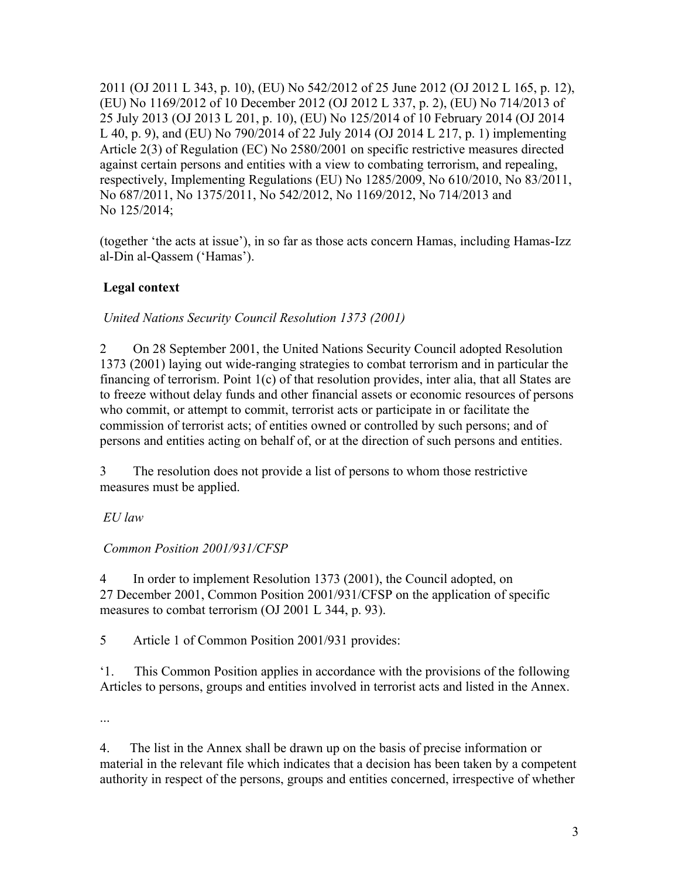2011 (OJ 2011 L 343, p. 10), (EU) No 542/2012 of 25 June 2012 (OJ 2012 L 165, p. 12), (EU) No 1169/2012 of 10 December 2012 (OJ 2012 L 337, p. 2), (EU) No 714/2013 of 25 July 2013 (OJ 2013 L 201, p. 10), (EU) No 125/2014 of 10 February 2014 (OJ 2014 L 40, p. 9), and (EU) No 790/2014 of 22 July 2014 (OJ 2014 L 217, p. 1) implementing Article 2(3) of Regulation (EC) No 2580/2001 on specific restrictive measures directed against certain persons and entities with a view to combating terrorism, and repealing, respectively, Implementing Regulations (EU) No 1285/2009, No 610/2010, No 83/2011, No 687/2011, No 1375/2011, No 542/2012, No 1169/2012, No 714/2013 and No 125/2014;

(together 'the acts at issue'), in so far as those acts concern Hamas, including Hamas-Izz al-Din al-Qassem ('Hamas').

**Legal context**

*United Nations Security Council Resolution 1373 (2001)*

2 On 28 September 2001, the United Nations Security Council adopted Resolution 1373 (2001) laying out wide-ranging strategies to combat terrorism and in particular the financing of terrorism. Point 1(c) of that resolution provides, inter alia, that all States are to freeze without delay funds and other financial assets or economic resources of persons who commit, or attempt to commit, terrorist acts or participate in or facilitate the commission of terrorist acts; of entities owned or controlled by such persons; and of persons and entities acting on behalf of, or at the direction of such persons and entities.

3 The resolution does not provide a list of persons to whom those restrictive measures must be applied.

*EU law*

*Common Position 2001/931/CFSP*

4 In order to implement Resolution 1373 (2001), the Council adopted, on 27 December 2001, Common Position 2001/931/CFSP on the application of specific measures to combat terrorism (OJ 2001 L 344, p. 93).

5 Article 1 of Common Position 2001/931 provides:

'1. This Common Position applies in accordance with the provisions of the following Articles to persons, groups and entities involved in terrorist acts and listed in the Annex.

...

4. The list in the Annex shall be drawn up on the basis of precise information or material in the relevant file which indicates that a decision has been taken by a competent authority in respect of the persons, groups and entities concerned, irrespective of whether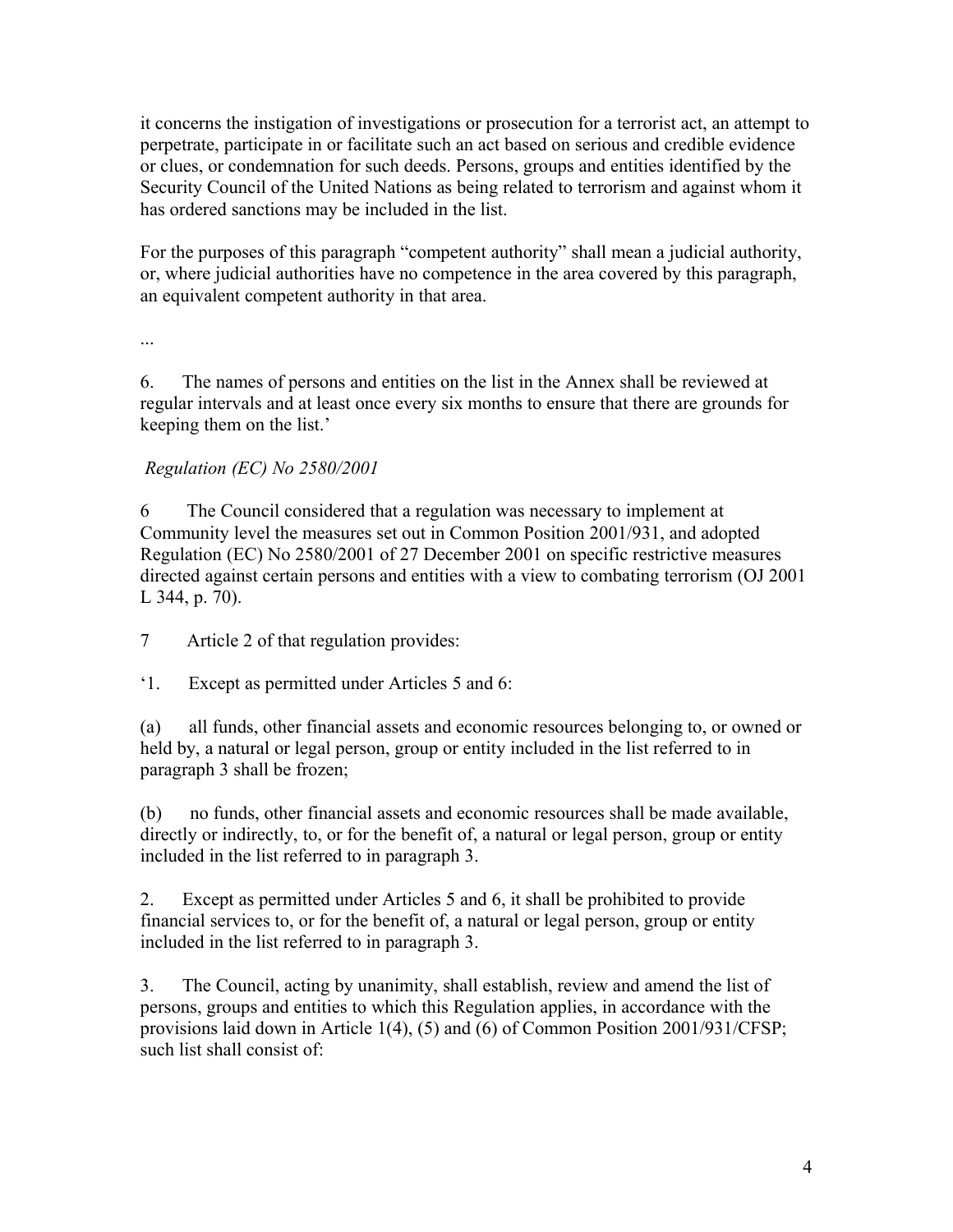it concerns the instigation of investigations or prosecution for a terrorist act, an attempt to perpetrate, participate in or facilitate such an act based on serious and credible evidence or clues, or condemnation for such deeds. Persons, groups and entities identified by the Security Council of the United Nations as being related to terrorism and against whom it has ordered sanctions may be included in the list.

For the purposes of this paragraph "competent authority" shall mean a judicial authority, or, where judicial authorities have no competence in the area covered by this paragraph, an equivalent competent authority in that area.

...

6. The names of persons and entities on the list in the Annex shall be reviewed at regular intervals and at least once every six months to ensure that there are grounds for keeping them on the list.'

*Regulation (EC) No 2580/2001*

6 The Council considered that a regulation was necessary to implement at Community level the measures set out in Common Position 2001/931, and adopted Regulation (EC) No 2580/2001 of 27 December 2001 on specific restrictive measures directed against certain persons and entities with a view to combating terrorism (OJ 2001 L 344, p. 70).

7 Article 2 of that regulation provides:

'1. Except as permitted under Articles 5 and 6:

(a) all funds, other financial assets and economic resources belonging to, or owned or held by, a natural or legal person, group or entity included in the list referred to in paragraph 3 shall be frozen;

(b) no funds, other financial assets and economic resources shall be made available, directly or indirectly, to, or for the benefit of, a natural or legal person, group or entity included in the list referred to in paragraph 3.

2. Except as permitted under Articles 5 and 6, it shall be prohibited to provide financial services to, or for the benefit of, a natural or legal person, group or entity included in the list referred to in paragraph 3.

3. The Council, acting by unanimity, shall establish, review and amend the list of persons, groups and entities to which this Regulation applies, in accordance with the provisions laid down in Article 1(4), (5) and (6) of Common Position 2001/931/CFSP; such list shall consist of: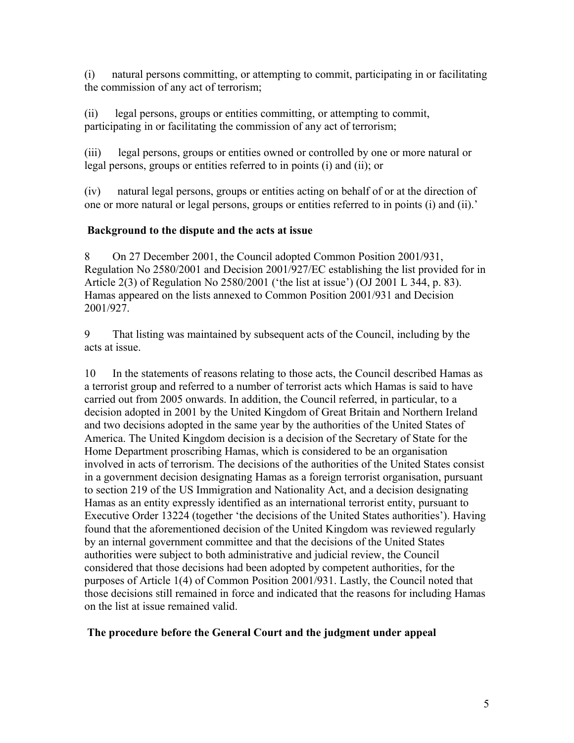(i) natural persons committing, or attempting to commit, participating in or facilitating the commission of any act of terrorism;

(ii) legal persons, groups or entities committing, or attempting to commit, participating in or facilitating the commission of any act of terrorism;

(iii) legal persons, groups or entities owned or controlled by one or more natural or legal persons, groups or entities referred to in points (i) and (ii); or

(iv) natural legal persons, groups or entities acting on behalf of or at the direction of one or more natural or legal persons, groups or entities referred to in points (i) and (ii).'

**Background to the dispute and the acts at issue**

8 On 27 December 2001, the Council adopted Common Position 2001/931, Regulation No 2580/2001 and Decision 2001/927/EC establishing the list provided for in Article 2(3) of Regulation No 2580/2001 ('the list at issue') (OJ 2001 L 344, p. 83). Hamas appeared on the lists annexed to Common Position 2001/931 and Decision 2001/927.

9 That listing was maintained by subsequent acts of the Council, including by the acts at issue.

10 In the statements of reasons relating to those acts, the Council described Hamas as a terrorist group and referred to a number of terrorist acts which Hamas is said to have carried out from 2005 onwards. In addition, the Council referred, in particular, to a decision adopted in 2001 by the United Kingdom of Great Britain and Northern Ireland and two decisions adopted in the same year by the authorities of the United States of America. The United Kingdom decision is a decision of the Secretary of State for the Home Department proscribing Hamas, which is considered to be an organisation involved in acts of terrorism. The decisions of the authorities of the United States consist in a government decision designating Hamas as a foreign terrorist organisation, pursuant to section 219 of the US Immigration and Nationality Act, and a decision designating Hamas as an entity expressly identified as an international terrorist entity, pursuant to Executive Order 13224 (together 'the decisions of the United States authorities'). Having found that the aforementioned decision of the United Kingdom was reviewed regularly by an internal government committee and that the decisions of the United States authorities were subject to both administrative and judicial review, the Council considered that those decisions had been adopted by competent authorities, for the purposes of Article 1(4) of Common Position 2001/931. Lastly, the Council noted that those decisions still remained in force and indicated that the reasons for including Hamas on the list at issue remained valid.

**The procedure before the General Court and the judgment under appeal**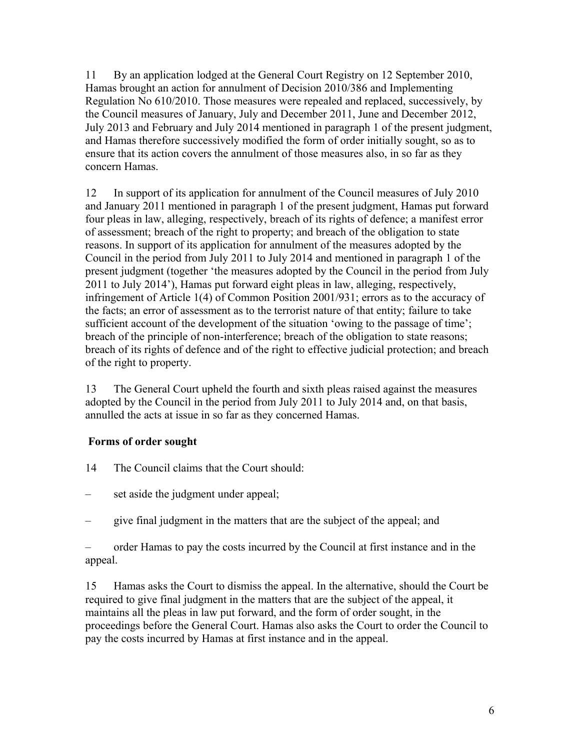11 By an application lodged at the General Court Registry on 12 September 2010, Hamas brought an action for annulment of Decision 2010/386 and Implementing Regulation No 610/2010. Those measures were repealed and replaced, successively, by the Council measures of January, July and December 2011, June and December 2012, July 2013 and February and July 2014 mentioned in paragraph 1 of the present judgment, and Hamas therefore successively modified the form of order initially sought, so as to ensure that its action covers the annulment of those measures also, in so far as they concern Hamas.

12 In support of its application for annulment of the Council measures of July 2010 and January 2011 mentioned in paragraph 1 of the present judgment, Hamas put forward four pleas in law, alleging, respectively, breach of its rights of defence; a manifest error of assessment; breach of the right to property; and breach of the obligation to state reasons. In support of its application for annulment of the measures adopted by the Council in the period from July 2011 to July 2014 and mentioned in paragraph 1 of the present judgment (together 'the measures adopted by the Council in the period from July 2011 to July 2014'), Hamas put forward eight pleas in law, alleging, respectively, infringement of Article 1(4) of Common Position 2001/931; errors as to the accuracy of the facts; an error of assessment as to the terrorist nature of that entity; failure to take sufficient account of the development of the situation 'owing to the passage of time'; breach of the principle of non-interference; breach of the obligation to state reasons; breach of its rights of defence and of the right to effective judicial protection; and breach of the right to property.

13 The General Court upheld the fourth and sixth pleas raised against the measures adopted by the Council in the period from July 2011 to July 2014 and, on that basis, annulled the acts at issue in so far as they concerned Hamas.

**Forms of order sought**

14 The Council claims that the Court should:

– set aside the judgment under appeal;

– give final judgment in the matters that are the subject of the appeal; and

– order Hamas to pay the costs incurred by the Council at first instance and in the appeal.

15 Hamas asks the Court to dismiss the appeal. In the alternative, should the Court be required to give final judgment in the matters that are the subject of the appeal, it maintains all the pleas in law put forward, and the form of order sought, in the proceedings before the General Court. Hamas also asks the Court to order the Council to pay the costs incurred by Hamas at first instance and in the appeal.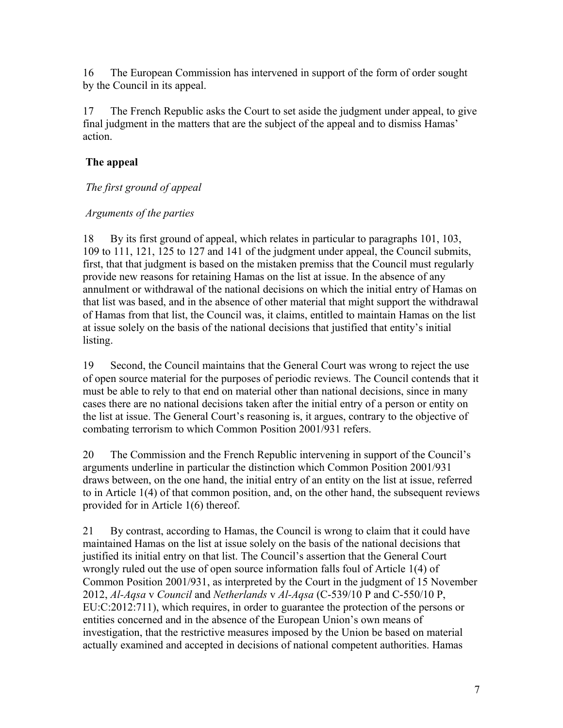16 The European Commission has intervened in support of the form of order sought by the Council in its appeal.

17 The French Republic asks the Court to set aside the judgment under appeal, to give final judgment in the matters that are the subject of the appeal and to dismiss Hamas' action.

## The appeal

### *The first ground of appeal*

#### *Arguments of the parties*

18 By its first ground of appeal, which relates in particular to paragraphs 101, 103, 109 to 111, 121, 125 to 127 and 141 of the judgment under appeal, the Council submits, first, that that judgment is based on the mistaken premiss that the Council must regularly provide new reasons for retaining Hamas on the list at issue. In the absence of any annulment or withdrawal of the national decisions on which the initial entry of Hamas on that list was based, and in the absence of other material that might support the withdrawal of Hamas from that list, the Council was, it claims, entitled to maintain Hamas on the list at issue solely on the basis of the national decisions that justified that entity's initial listing.

19 Second, the Council maintains that the General Court was wrong to reject the use of open source material for the purposes of periodic reviews. The Council contends that it must be able to rely to that end on material other than national decisions, since in many cases there are no national decisions taken after the initial entry of a person or entity on the list at issue. The General Court's reasoning is, it argues, contrary to the objective of combating terrorism to which Common Position 2001/931 refers.

20 The Commission and the French Republic intervening in support of the Council's arguments underline in particular the distinction which Common Position 2001/931 draws between, on the one hand, the initial entry of an entity on the list at issue, referred to in Article 1(4) of that common position, and, on the other hand, the subsequent reviews provided for in Article 1(6) thereof.

21 By contrast, according to Hamas, the Council is wrong to claim that it could have maintained Hamas on the list at issue solely on the basis of the national decisions that justified its initial entry on that list. The Council's assertion that the General Court wrongly ruled out the use of open source information falls foul of Article 1(4) of Common Position 2001/931, as interpreted by the Court in the judgment of 15 November 2012, *Al-Aqsa* v *Council* and *Netherlands* v *Al-Aqsa* (C-539/10 P and C-550/10 P, EU:C:2012:711), which requires, in order to guarantee the protection of the persons or entities concerned and in the absence of the European Union's own means of investigation, that the restrictive measures imposed by the Union be based on material actually examined and accepted in decisions of national competent authorities. Hamas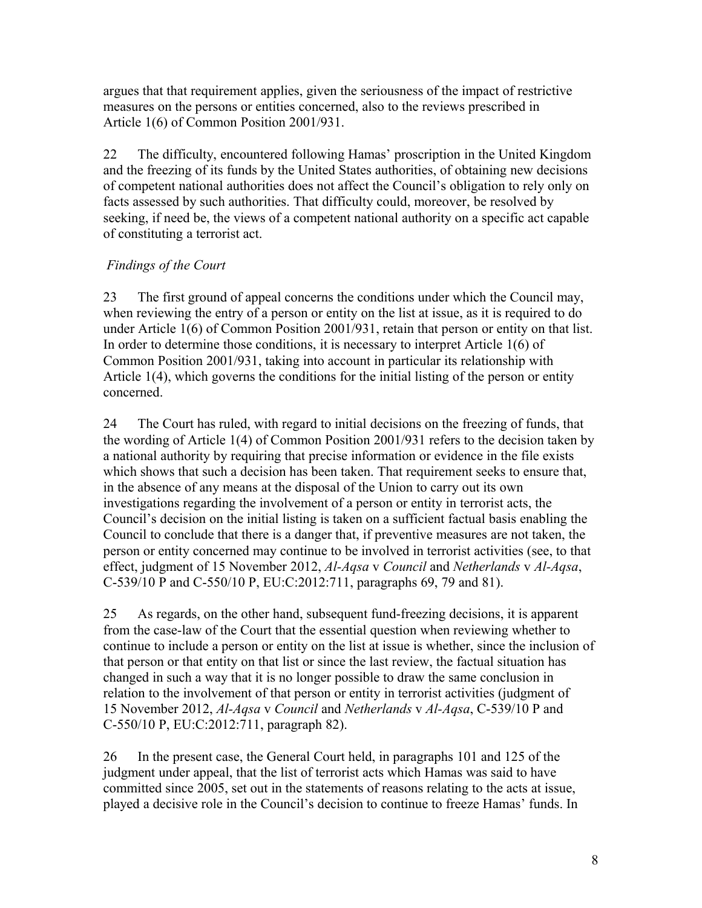argues that that requirement applies, given the seriousness of the impact of restrictive measures on the persons or entities concerned, also to the reviews prescribed in Article 1(6) of Common Position 2001/931.

22 The difficulty, encountered following Hamas' proscription in the United Kingdom and the freezing of its funds by the United States authorities, of obtaining new decisions of competent national authorities does not affect the Council's obligation to rely only on facts assessed by such authorities. That difficulty could, moreover, be resolved by seeking, if need be, the views of a competent national authority on a specific act capable of constituting a terrorist act.

*Findings of the Court*

23 The first ground of appeal concerns the conditions under which the Council may, when reviewing the entry of a person or entity on the list at issue, as it is required to do under Article 1(6) of Common Position 2001/931, retain that person or entity on that list. In order to determine those conditions, it is necessary to interpret Article 1(6) of Common Position 2001/931, taking into account in particular its relationship with Article 1(4), which governs the conditions for the initial listing of the person or entity concerned.

24 The Court has ruled, with regard to initial decisions on the freezing of funds, that the wording of Article 1(4) of Common Position 2001/931 refers to the decision taken by a national authority by requiring that precise information or evidence in the file exists which shows that such a decision has been taken. That requirement seeks to ensure that, in the absence of any means at the disposal of the Union to carry out its own investigations regarding the involvement of a person or entity in terrorist acts, the Council's decision on the initial listing is taken on a sufficient factual basis enabling the Council to conclude that there is a danger that, if preventive measures are not taken, the person or entity concerned may continue to be involved in terrorist activities (see, to that effect, judgment of 15 November 2012, *Al-Aqsa* v *Council* and *Netherlands* v *Al-Aqsa*, C-539/10 P and C-550/10 P, EU:C:2012:711, paragraphs 69, 79 and 81).

25 As regards, on the other hand, subsequent fund-freezing decisions, it is apparent from the case-law of the Court that the essential question when reviewing whether to continue to include a person or entity on the list at issue is whether, since the inclusion of that person or that entity on that list or since the last review, the factual situation has changed in such a way that it is no longer possible to draw the same conclusion in relation to the involvement of that person or entity in terrorist activities (judgment of 15 November 2012, *Al-Aqsa* v *Council* and *Netherlands* v *Al-Aqsa*, C-539/10 P and C-550/10 P, EU:C:2012:711, paragraph 82).

26 In the present case, the General Court held, in paragraphs 101 and 125 of the judgment under appeal, that the list of terrorist acts which Hamas was said to have committed since 2005, set out in the statements of reasons relating to the acts at issue, played a decisive role in the Council's decision to continue to freeze Hamas' funds. In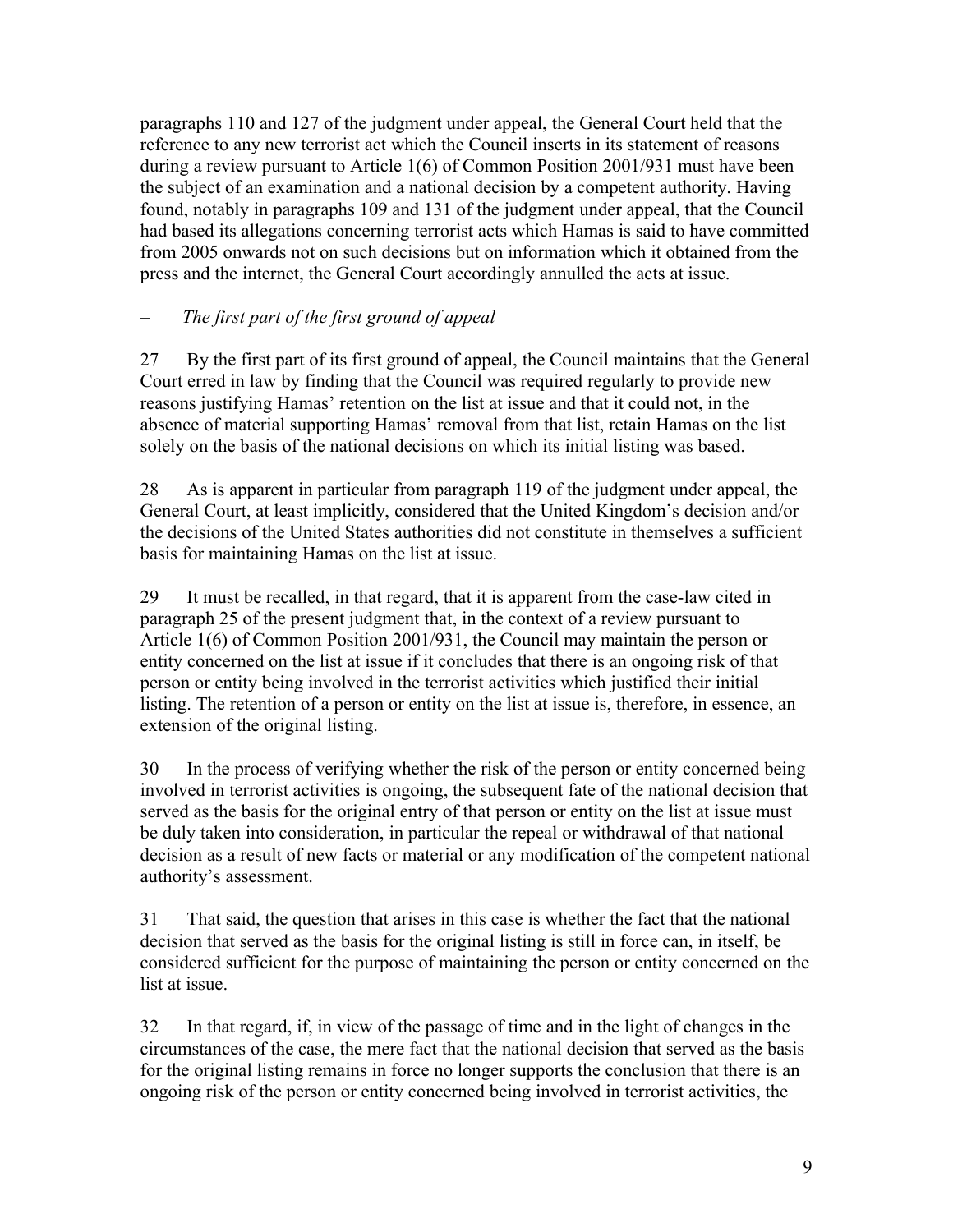paragraphs 110 and 127 of the judgment under appeal, the General Court held that the reference to any new terrorist act which the Council inserts in its statement of reasons during a review pursuant to Article 1(6) of Common Position 2001/931 must have been the subject of an examination and a national decision by a competent authority. Having found, notably in paragraphs 109 and 131 of the judgment under appeal, that the Council had based its allegations concerning terrorist acts which Hamas is said to have committed from 2005 onwards not on such decisions but on information which it obtained from the press and the internet, the General Court accordingly annulled the acts at issue.

– *The first part of the first ground of appeal*

27 By the first part of its first ground of appeal, the Council maintains that the General Court erred in law by finding that the Council was required regularly to provide new reasons justifying Hamas' retention on the list at issue and that it could not, in the absence of material supporting Hamas' removal from that list, retain Hamas on the list solely on the basis of the national decisions on which its initial listing was based.

28 As is apparent in particular from paragraph 119 of the judgment under appeal, the General Court, at least implicitly, considered that the United Kingdom's decision and/or the decisions of the United States authorities did not constitute in themselves a sufficient basis for maintaining Hamas on the list at issue.

29 It must be recalled, in that regard, that it is apparent from the case-law cited in paragraph 25 of the present judgment that, in the context of a review pursuant to Article 1(6) of Common Position 2001/931, the Council may maintain the person or entity concerned on the list at issue if it concludes that there is an ongoing risk of that person or entity being involved in the terrorist activities which justified their initial listing. The retention of a person or entity on the list at issue is, therefore, in essence, an extension of the original listing.

30 In the process of verifying whether the risk of the person or entity concerned being involved in terrorist activities is ongoing, the subsequent fate of the national decision that served as the basis for the original entry of that person or entity on the list at issue must be duly taken into consideration, in particular the repeal or withdrawal of that national decision as a result of new facts or material or any modification of the competent national authority's assessment.

31 That said, the question that arises in this case is whether the fact that the national decision that served as the basis for the original listing is still in force can, in itself, be considered sufficient for the purpose of maintaining the person or entity concerned on the list at issue.

32 In that regard, if, in view of the passage of time and in the light of changes in the circumstances of the case, the mere fact that the national decision that served as the basis for the original listing remains in force no longer supports the conclusion that there is an ongoing risk of the person or entity concerned being involved in terrorist activities, the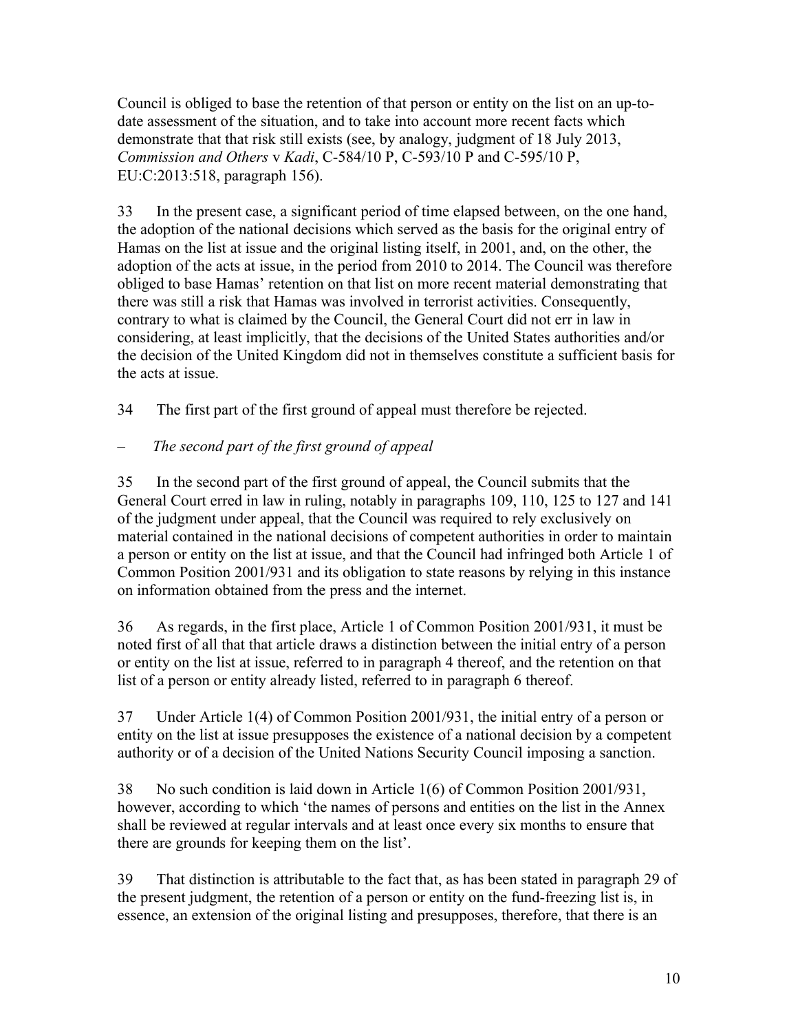Council is obliged to base the retention of that person or entity on the list on an up-to-date assessment of the situation, and to take into account more recent facts which demonstrate that that risk still exists (see, by analogy, judgment of 18 July 2013, *Commission and Others* v *Kadi*, C-584/10 P, C-593/10 P and C-595/10 P, EU:C:2013:518, paragraph 156).

33 In the present case, a significant period of time elapsed between, on the one hand, the adoption of the national decisions which served as the basis for the original entry of Hamas on the list at issue and the original listing itself, in 2001, and, on the other, the adoption of the acts at issue, in the period from 2010 to 2014. The Council was therefore obliged to base Hamas' retention on that list on more recent material demonstrating that there was still a risk that Hamas was involved in terrorist activities. Consequently, contrary to what is claimed by the Council, the General Court did not err in law in considering, at least implicitly, that the decisions of the United States authorities and/or the decision of the United Kingdom did not in themselves constitute a sufficient basis for the acts at issue.

34 The first part of the first ground of appeal must therefore be rejected.

– *The second part of the first ground of appeal*

35 In the second part of the first ground of appeal, the Council submits that the General Court erred in law in ruling, notably in paragraphs 109, 110, 125 to 127 and 141 of the judgment under appeal, that the Council was required to rely exclusively on material contained in the national decisions of competent authorities in order to maintain a person or entity on the list at issue, and that the Council had infringed both Article 1 of Common Position 2001/931 and its obligation to state reasons by relying in this instance on information obtained from the press and the internet.

36 As regards, in the first place, Article 1 of Common Position 2001/931, it must be noted first of all that that article draws a distinction between the initial entry of a person or entity on the list at issue, referred to in paragraph 4 thereof, and the retention on that list of a person or entity already listed, referred to in paragraph 6 thereof.

37 Under Article 1(4) of Common Position 2001/931, the initial entry of a person or entity on the list at issue presupposes the existence of a national decision by a competent authority or of a decision of the United Nations Security Council imposing a sanction.

38 No such condition is laid down in Article 1(6) of Common Position 2001/931, however, according to which 'the names of persons and entities on the list in the Annex shall be reviewed at regular intervals and at least once every six months to ensure that there are grounds for keeping them on the list'.

39 That distinction is attributable to the fact that, as has been stated in paragraph 29 of the present judgment, the retention of a person or entity on the fund-freezing list is, in essence, an extension of the original listing and presupposes, therefore, that there is an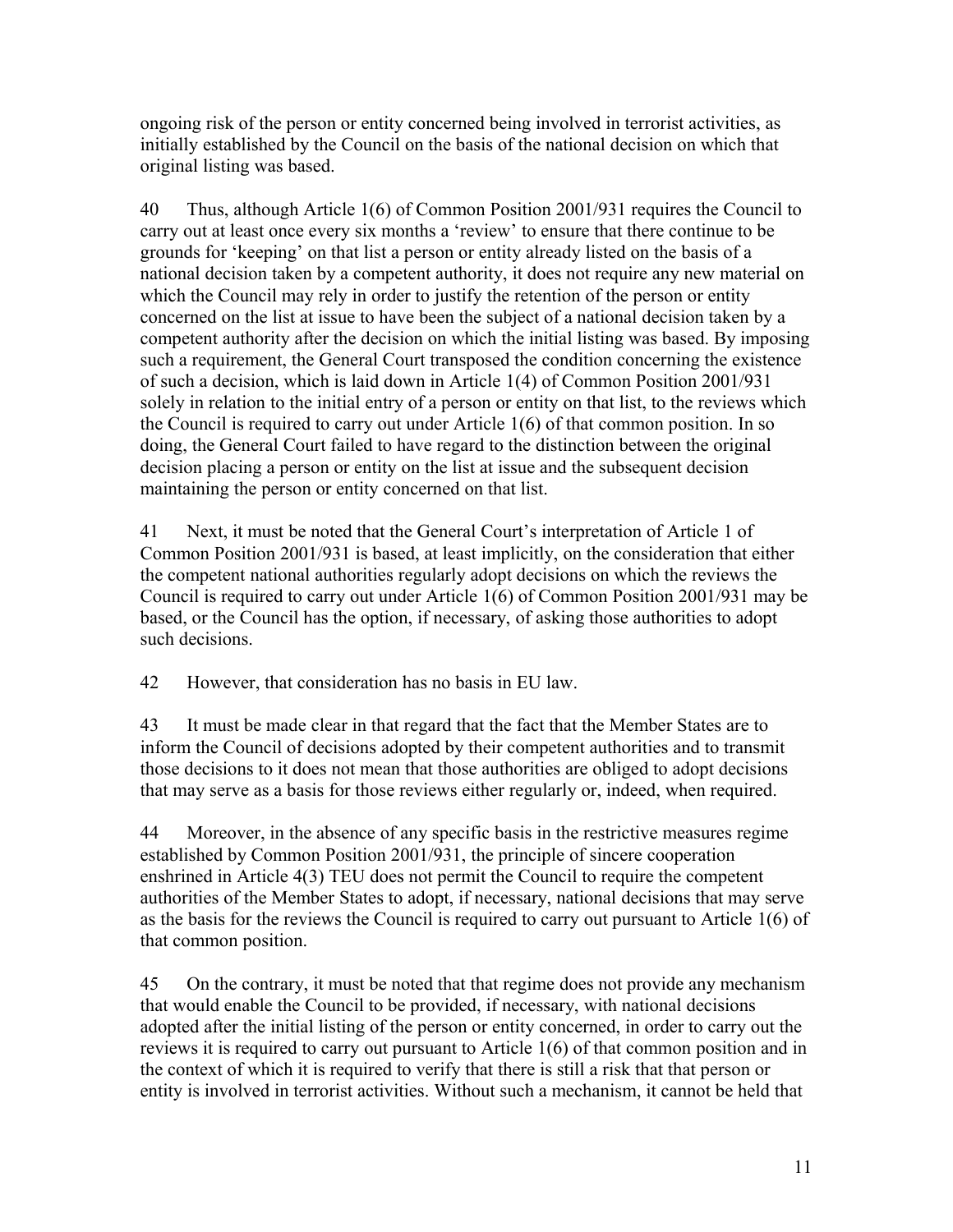ongoing risk of the person or entity concerned being involved in terrorist activities, as initially established by the Council on the basis of the national decision on which that original listing was based.

40 Thus, although Article 1(6) of Common Position 2001/931 requires the Council to carry out at least once every six months a 'review' to ensure that there continue to be grounds for 'keeping' on that list a person or entity already listed on the basis of a national decision taken by a competent authority, it does not require any new material on which the Council may rely in order to justify the retention of the person or entity concerned on the list at issue to have been the subject of a national decision taken by a competent authority after the decision on which the initial listing was based. By imposing such a requirement, the General Court transposed the condition concerning the existence of such a decision, which is laid down in Article 1(4) of Common Position 2001/931 solely in relation to the initial entry of a person or entity on that list, to the reviews which the Council is required to carry out under Article 1(6) of that common position. In so doing, the General Court failed to have regard to the distinction between the original decision placing a person or entity on the list at issue and the subsequent decision maintaining the person or entity concerned on that list.

41 Next, it must be noted that the General Court's interpretation of Article 1 of Common Position 2001/931 is based, at least implicitly, on the consideration that either the competent national authorities regularly adopt decisions on which the reviews the Council is required to carry out under Article 1(6) of Common Position 2001/931 may be based, or the Council has the option, if necessary, of asking those authorities to adopt such decisions.

42 However, that consideration has no basis in EU law.

43 It must be made clear in that regard that the fact that the Member States are to inform the Council of decisions adopted by their competent authorities and to transmit those decisions to it does not mean that those authorities are obliged to adopt decisions that may serve as a basis for those reviews either regularly or, indeed, when required.

44 Moreover, in the absence of any specific basis in the restrictive measures regime established by Common Position 2001/931, the principle of sincere cooperation enshrined in Article 4(3) TEU does not permit the Council to require the competent authorities of the Member States to adopt, if necessary, national decisions that may serve as the basis for the reviews the Council is required to carry out pursuant to Article 1(6) of that common position.

45 On the contrary, it must be noted that that regime does not provide any mechanism that would enable the Council to be provided, if necessary, with national decisions adopted after the initial listing of the person or entity concerned, in order to carry out the reviews it is required to carry out pursuant to Article 1(6) of that common position and in the context of which it is required to verify that there is still a risk that that person or entity is involved in terrorist activities. Without such a mechanism, it cannot be held that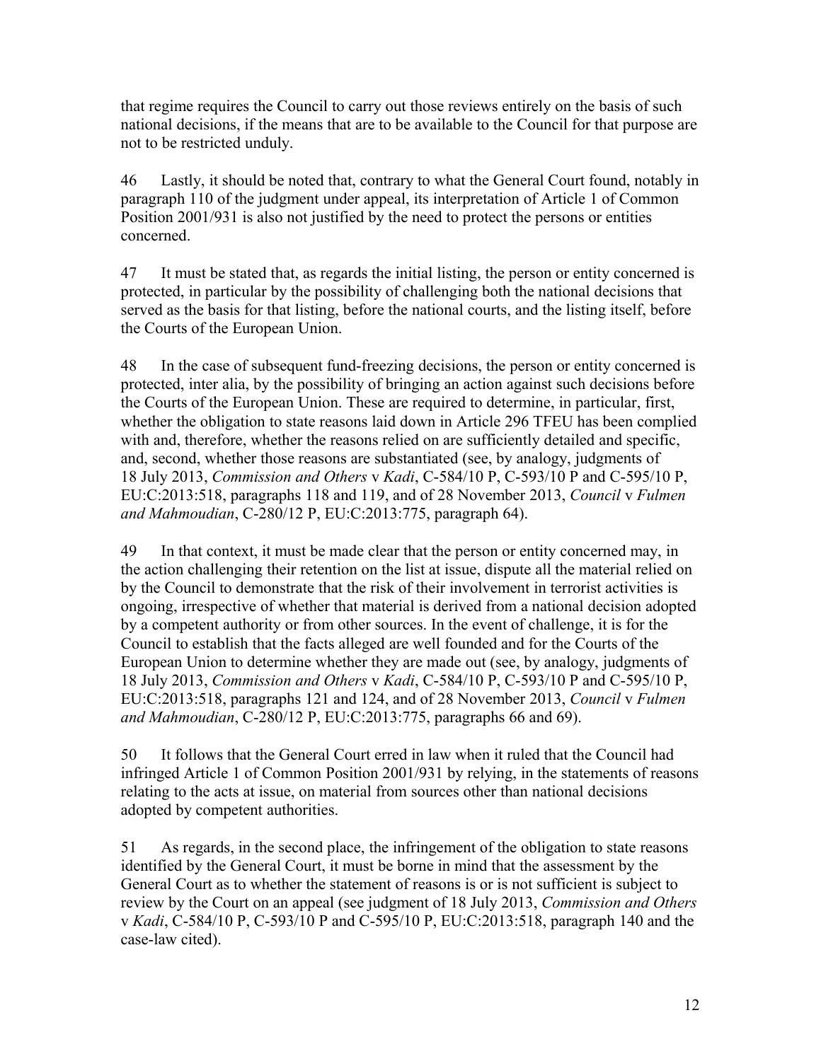that regime requires the Council to carry out those reviews entirely on the basis of such national decisions, if the means that are to be available to the Council for that purpose are not to be restricted unduly.

46 Lastly, it should be noted that, contrary to what the General Court found, notably in paragraph 110 of the judgment under appeal, its interpretation of Article 1 of Common Position 2001/931 is also not justified by the need to protect the persons or entities concerned.

47 It must be stated that, as regards the initial listing, the person or entity concerned is protected, in particular by the possibility of challenging both the national decisions that served as the basis for that listing, before the national courts, and the listing itself, before the Courts of the European Union.

48 In the case of subsequent fund-freezing decisions, the person or entity concerned is protected, inter alia, by the possibility of bringing an action against such decisions before the Courts of the European Union. These are required to determine, in particular, first, whether the obligation to state reasons laid down in Article 296 TFEU has been complied with and, therefore, whether the reasons relied on are sufficiently detailed and specific, and, second, whether those reasons are substantiated (see, by analogy, judgments of 18 July 2013, *Commission and Others* v *Kadi*, C-584/10 P, C-593/10 P and C-595/10 P, EU:C:2013:518, paragraphs 118 and 119, and of 28 November 2013, *Council* v *Fulmen and Mahmoudian*, C-280/12 P, EU:C:2013:775, paragraph 64).

49 In that context, it must be made clear that the person or entity concerned may, in the action challenging their retention on the list at issue, dispute all the material relied on by the Council to demonstrate that the risk of their involvement in terrorist activities is ongoing, irrespective of whether that material is derived from a national decision adopted by a competent authority or from other sources. In the event of challenge, it is for the Council to establish that the facts alleged are well founded and for the Courts of the European Union to determine whether they are made out (see, by analogy, judgments of 18 July 2013, *Commission and Others* v *Kadi*, C-584/10 P, C-593/10 P and C-595/10 P, EU:C:2013:518, paragraphs 121 and 124, and of 28 November 2013, *Council* v *Fulmen and Mahmoudian*, C-280/12 P, EU:C:2013:775, paragraphs 66 and 69).

50 It follows that the General Court erred in law when it ruled that the Council had infringed Article 1 of Common Position 2001/931 by relying, in the statements of reasons relating to the acts at issue, on material from sources other than national decisions adopted by competent authorities.

51 As regards, in the second place, the infringement of the obligation to state reasons identified by the General Court, it must be borne in mind that the assessment by the General Court as to whether the statement of reasons is or is not sufficient is subject to review by the Court on an appeal (see judgment of 18 July 2013, *Commission and Others* v *Kadi*, C-584/10 P, C-593/10 P and C-595/10 P, EU:C:2013:518, paragraph 140 and the case-law cited).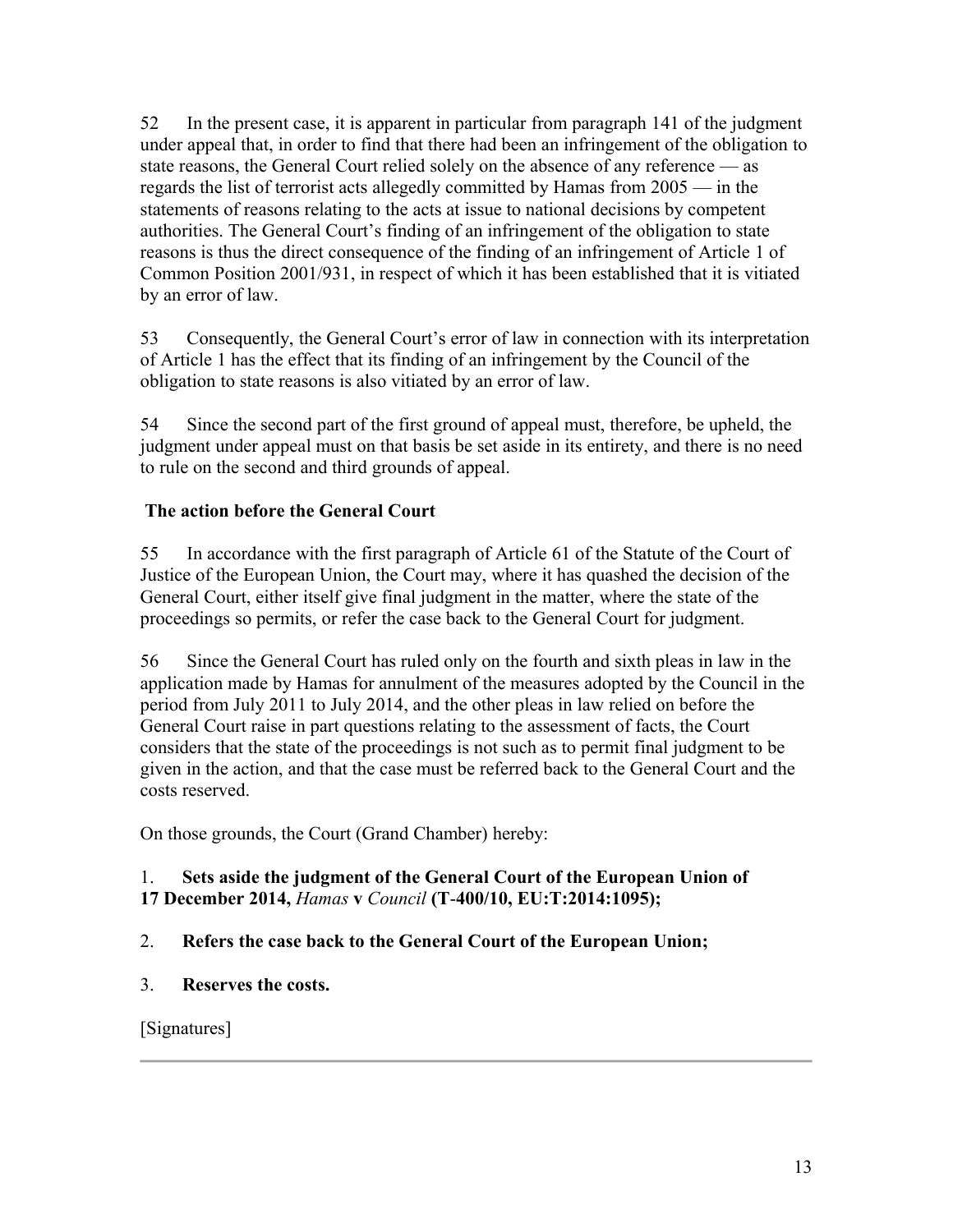52 In the present case, it is apparent in particular from paragraph 141 of the judgment under appeal that, in order to find that there had been an infringement of the obligation to state reasons, the General Court relied solely on the absence of any reference — as regards the list of terrorist acts allegedly committed by Hamas from 2005 — in the statements of reasons relating to the acts at issue to national decisions by competent authorities. The General Court's finding of an infringement of the obligation to state reasons is thus the direct consequence of the finding of an infringement of Article 1 of Common Position 2001/931, in respect of which it has been established that it is vitiated by an error of law.

53 Consequently, the General Court's error of law in connection with its interpretation of Article 1 has the effect that its finding of an infringement by the Council of the obligation to state reasons is also vitiated by an error of law.

54 Since the second part of the first ground of appeal must, therefore, be upheld, the judgment under appeal must on that basis be set aside in its entirety, and there is no need to rule on the second and third grounds of appeal.

**The action before the General Court**

55 In accordance with the first paragraph of Article 61 of the Statute of the Court of Justice of the European Union, the Court may, where it has quashed the decision of the General Court, either itself give final judgment in the matter, where the state of the proceedings so permits, or refer the case back to the General Court for judgment.

56 Since the General Court has ruled only on the fourth and sixth pleas in law in the application made by Hamas for annulment of the measures adopted by the Council in the period from July 2011 to July 2014, and the other pleas in law relied on before the General Court raise in part questions relating to the assessment of facts, the Court considers that the state of the proceedings is not such as to permit final judgment to be given in the action, and that the case must be referred back to the General Court and the costs reserved.

On those grounds, the Court (Grand Chamber) hereby:

1. **Sets aside the judgment of the General Court of the European Union of 17 December 2014,** ***Hamas*** **v** ***Council*** **(T‑400/10, EU:T:2014:1095);**

2. **Refers the case back to the General Court of the European Union;**

3. **Reserves the costs.**

[Signatures]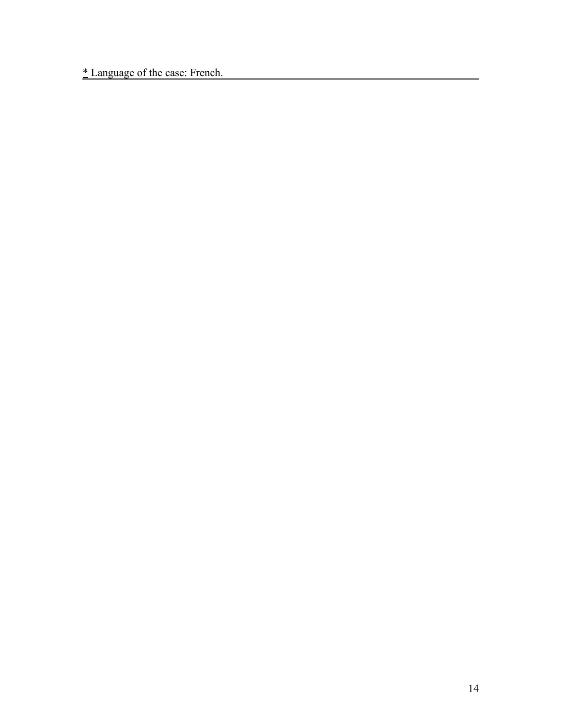* Language of the case: French.